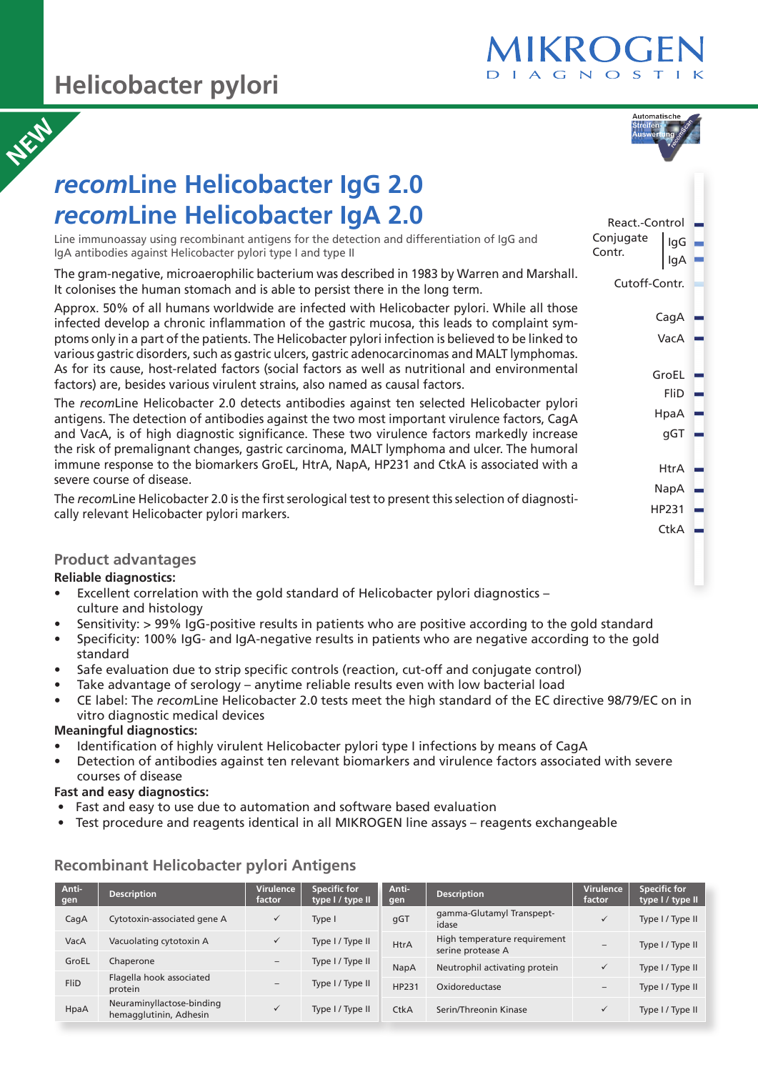# Helicobacter pylori

MIKROGEN DIAGNOSTIK

NEW

## *recom*Line Helicobacter IgG 2.0
## *recom*Line Helicobacter IgA 2.0

Line immunoassay using recombinant antigens for the detection and differentiation of IgG and IgA antibodies against Helicobacter pylori type I and type II

The gram-negative, microaerophilic bacterium was described in 1983 by Warren and Marshall. It colonises the human stomach and is able to persist there in the long term.

Approx. 50% of all humans worldwide are infected with Helicobacter pylori. While all those infected develop a chronic inflammation of the gastric mucosa, this leads to complaint symptoms only in a part of the patients. The Helicobacter pylori infection is believed to be linked to various gastric disorders, such as gastric ulcers, gastric adenocarcinomas and MALT lymphomas. As for its cause, host-related factors (social factors as well as nutritional and environmental factors) are, besides various virulent strains, also named as causal factors.

The *recom*Line Helicobacter 2.0 detects antibodies against ten selected Helicobacter pylori antigens. The detection of antibodies against the two most important virulence factors, CagA and VacA, is of high diagnostic significance. These two virulence factors markedly increase the risk of premalignant changes, gastric carcinoma, MALT lymphoma and ulcer. The humoral immune response to the biomarkers GroEL, HtrA, NapA, HP231 and CtkA is associated with a severe course of disease.

The *recom*Line Helicobacter 2.0 is the first serological test to present this selection of diagnostically relevant Helicobacter pylori markers.

Automatische Streifen-Auswertung

React.-Control
Conjugate Contr. IgG
IgA
Cutoff-Contr.
CagA
VacA
GroEL
FliD
HpaA
gGT
HtrA
NapA
HP231
CtkA

### Product advantages

**Reliable diagnostics:**

- Excellent correlation with the gold standard of Helicobacter pylori diagnostics – culture and histology
- Sensitivity: > 99% IgG-positive results in patients who are positive according to the gold standard
- Specificity: 100% IgG- and IgA-negative results in patients who are negative according to the gold standard
- Safe evaluation due to strip specific controls (reaction, cut-off and conjugate control)
- Take advantage of serology – anytime reliable results even with low bacterial load
- CE label: The *recom*Line Helicobacter 2.0 tests meet the high standard of the EC directive 98/79/EC on in vitro diagnostic medical devices

**Meaningful diagnostics:**

- Identification of highly virulent Helicobacter pylori type I infections by means of CagA
- Detection of antibodies against ten relevant biomarkers and virulence factors associated with severe courses of disease

**Fast and easy diagnostics:**

- Fast and easy to use due to automation and software based evaluation
- Test procedure and reagents identical in all MIKROGEN line assays – reagents exchangeable

### Recombinant Helicobacter pylori Antigens

| Antigen | Description | Virulence factor | Specific for type I / type II | Antigen | Description | Virulence factor | Specific for type I / type II |
|---|---|---|---|---|---|---|---|
| CagA | Cytotoxin-associated gene A | ✓ | Type I | gGT | gamma-Glutamyl Transpeptidase | ✓ | Type I / Type II |
| VacA | Vacuolating cytotoxin A | ✓ | Type I / Type II | HtrA | High temperature requirement serine protease A | – | Type I / Type II |
| GroEL | Chaperone | – | Type I / Type II | NapA | Neutrophil activating protein | ✓ | Type I / Type II |
| FliD | Flagella hook associated protein | – | Type I / Type II | HP231 | Oxidoreductase | – | Type I / Type II |
| HpaA | Neuraminyllactose-binding hemagglutinin, Adhesin | ✓ | Type I / Type II | CtkA | Serin/Threonin Kinase | ✓ | Type I / Type II |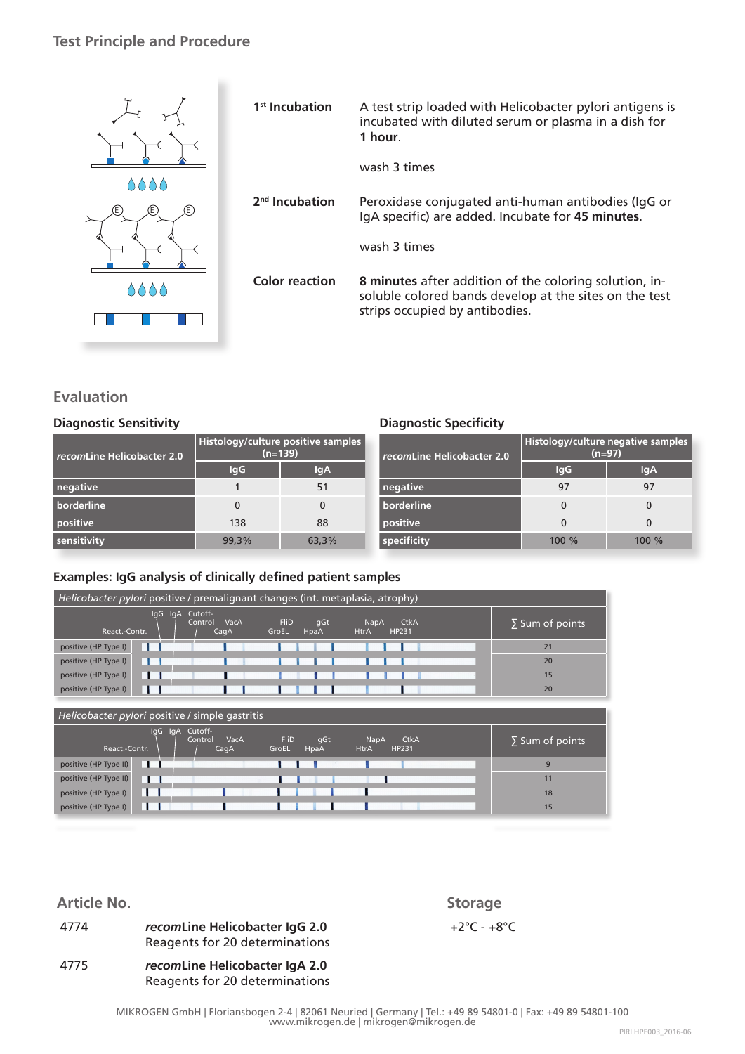## Test Principle and Procedure

**1st Incubation**

A test strip loaded with Helicobacter pylori antigens is incubated with diluted serum or plasma in a dish for **1 hour**.

wash 3 times

**2nd Incubation**

Peroxidase conjugated anti-human antibodies (IgG or IgA specific) are added. Incubate for **45 minutes**.

wash 3 times

**Color reaction**

**8 minutes** after addition of the coloring solution, insoluble colored bands develop at the sites on the test strips occupied by antibodies.

## Evaluation

### Diagnostic Sensitivity

| *recom*Line Helicobacter 2.0 | Histology/culture positive samples (n=139) | |
|---|---|---|
| | IgG | IgA |
| negative | 1 | 51 |
| borderline | 0 | 0 |
| positive | 138 | 88 |
| sensitivity | 99,3% | 63,3% |

### Diagnostic Specificity

| *recom*Line Helicobacter 2.0 | Histology/culture negative samples (n=97) | |
|---|---|---|
| | IgG | IgA |
| negative | 97 | 97 |
| borderline | 0 | 0 |
| positive | 0 | 0 |
| specificity | 100 % | 100 % |

### Examples: IgG analysis of clinically defined patient samples

*Helicobacter pylori* positive / premalignant changes (int. metaplasia, atrophy)

React.-Contr. IgG IgA Cutoff-Control VacA CagA FliD GroEL gGt HpaA NapA HtrA CtkA HP231

| | ∑ Sum of points |
|---|---|
| positive (HP Type I) | 21 |
| positive (HP Type I) | 20 |
| positive (HP Type I) | 15 |
| positive (HP Type I) | 20 |

*Helicobacter pylori* positive / simple gastritis

React.-Contr. IgG IgA Cutoff-Control VacA CagA FliD GroEL gGt HpaA NapA HtrA CtkA HP231

| | ∑ Sum of points |
|---|---|
| positive (HP Type II) | 9 |
| positive (HP Type II) | 11 |
| positive (HP Type I) | 18 |
| positive (HP Type I) | 15 |

## Article No.

4774 — ***recom*Line Helicobacter IgG 2.0**
Reagents for 20 determinations

4775 — ***recom*Line Helicobacter IgA 2.0**
Reagents for 20 determinations

## Storage

+2°C - +8°C

MIKROGEN GmbH | Floriansbogen 2-4 | 82061 Neuried | Germany | Tel.: +49 89 54801-0 | Fax: +49 89 54801-100
www.mikrogen.de | mikrogen@mikrogen.de

PIRLHPE003_2016-06